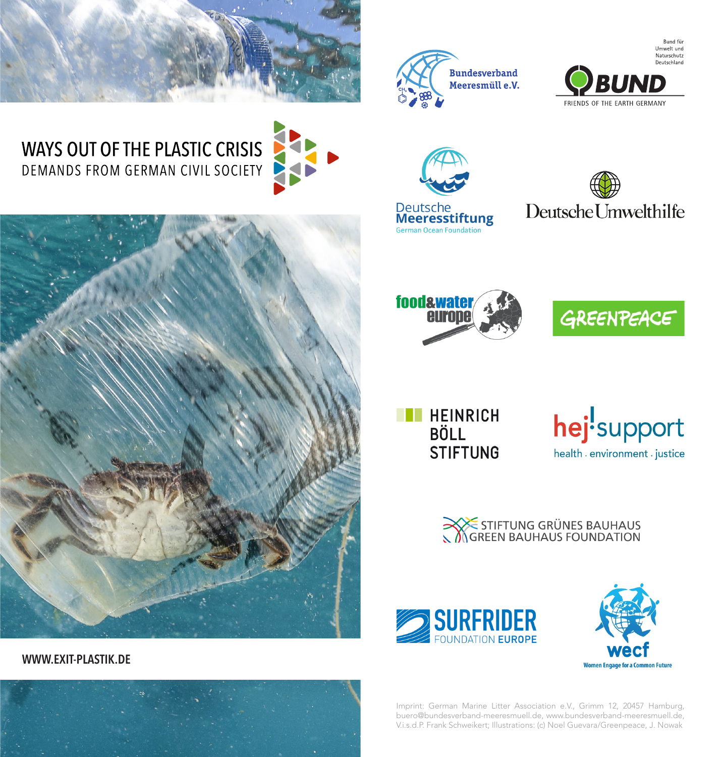# WAYS OUT OF THE PLASTIC CRISIS

## DEMANDS FROM GERMAN CIVIL SOCIETY

WWW.EXIT-PLASTIK.DE

Bundesverband Meeresmüll e.V.

Bund für Umwelt und Naturschutz Deutschland
BUND
FRIENDS OF THE EARTH GERMANY

Deutsche Meeresstiftung
German Ocean Foundation

Deutsche Umwelthilfe

food&water europe

GREENPEACE

HEINRICH BÖLL STIFTUNG

hej!support
health . environment . justice

STIFTUNG GRÜNES BAUHAUS
GREEN BAUHAUS FOUNDATION

SURFRIDER FOUNDATION EUROPE

wecf
Women Engage for a Common Future

Imprint: German Marine Litter Association e.V., Grimm 12, 20457 Hamburg, buero@bundesverband-meeresmuell.de, www.bundesverband-meeresmuell.de, V.i.s.d.P. Frank Schweikert; Illustrations: (c) Noel Guevara/Greenpeace, J. Nowak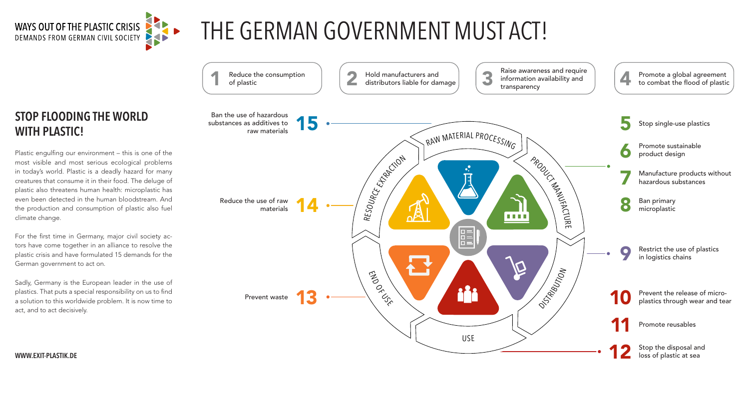WAYS OUT OF THE PLASTIC CRISIS
DEMANDS FROM GERMAN CIVIL SOCIETY

# THE GERMAN GOVERNMENT MUST ACT!

## STOP FLOODING THE WORLD WITH PLASTIC!

Plastic engulfing our environment – this is one of the most visible and most serious ecological problems in today's world. Plastic is a deadly hazard for many creatures that consume it in their food. The deluge of plastic also threatens human health: microplastic has even been detected in the human bloodstream. And the production and consumption of plastic also fuel climate change.

For the first time in Germany, major civil society actors have come together in an alliance to resolve the plastic crisis and have formulated 15 demands for the German government to act on.

Sadly, Germany is the European leader in the use of plastics. That puts a special responsibility on us to find a solution to this worldwide problem. It is now time to act, and to act decisively.

**WWW.EXIT-PLASTIK.DE**

1 Reduce the consumption of plastic

2 Hold manufacturers and distributors liable for damage

3 Raise awareness and require information availability and transparency

4 Promote a global agreement to combat the flood of plastic

RAW MATERIAL PROCESSING

15 Ban the use of hazardous substances as additives to raw materials

PRODUCT MANUFACTURE

5 Stop single-use plastics

6 Promote sustainable product design

7 Manufacture products without hazardous substances

8 Ban primary microplastic

DISTRIBUTION

9 Restrict the use of plastics in logistics chains

USE

10 Prevent the release of microplastics through wear and tear

11 Promote reusables

12 Stop the disposal and loss of plastic at sea

END OF USE

13 Prevent waste

RESOURCE EXTRACTION

14 Reduce the use of raw materials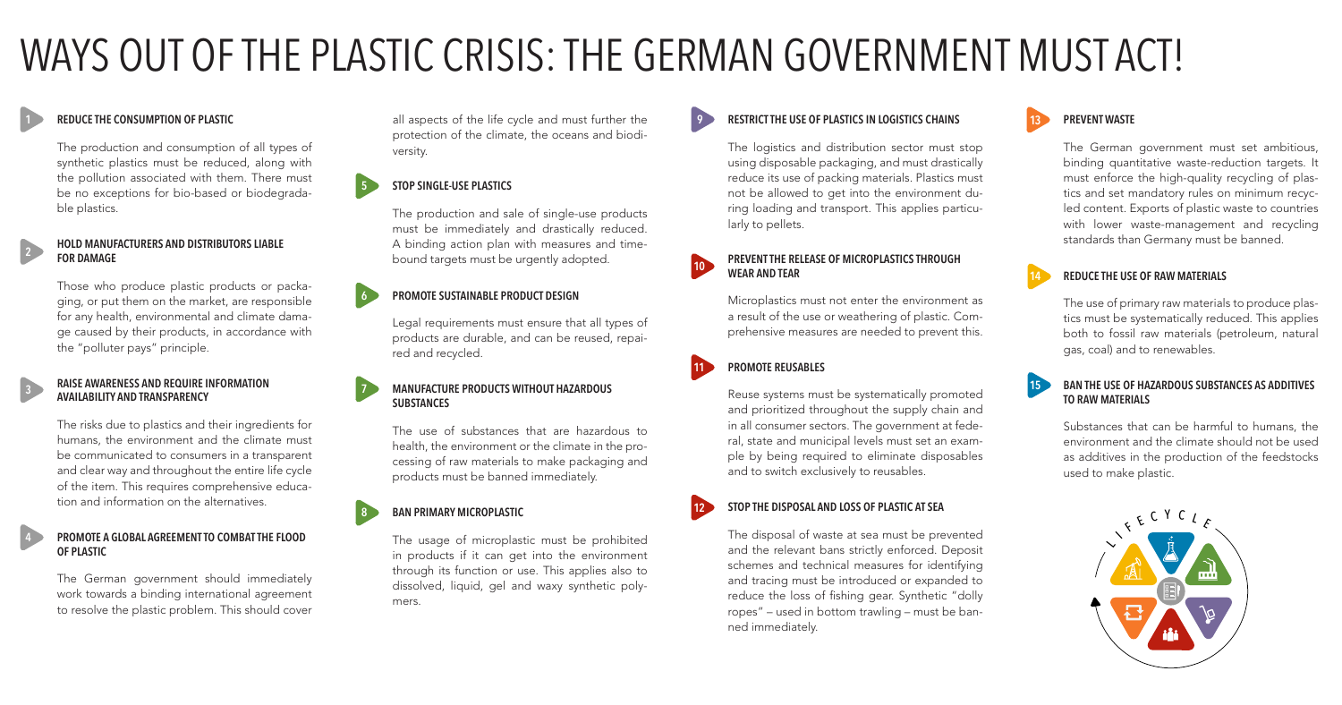# WAYS OUT OF THE PLASTIC CRISIS: THE GERMAN GOVERNMENT MUST ACT!

### 1 REDUCE THE CONSUMPTION OF PLASTIC

The production and consumption of all types of synthetic plastics must be reduced, along with the pollution associated with them. There must be no exceptions for bio-based or biodegradable plastics.

### 2 HOLD MANUFACTURERS AND DISTRIBUTORS LIABLE FOR DAMAGE

Those who produce plastic products or packaging, or put them on the market, are responsible for any health, environmental and climate damage caused by their products, in accordance with the "polluter pays" principle.

### 3 RAISE AWARENESS AND REQUIRE INFORMATION AVAILABILITY AND TRANSPARENCY

The risks due to plastics and their ingredients for humans, the environment and the climate must be communicated to consumers in a transparent and clear way and throughout the entire life cycle of the item. This requires comprehensive education and information on the alternatives.

### 4 PROMOTE A GLOBAL AGREEMENT TO COMBAT THE FLOOD OF PLASTIC

The German government should immediately work towards a binding international agreement to resolve the plastic problem. This should cover all aspects of the life cycle and must further the protection of the climate, the oceans and biodiversity.

### 5 STOP SINGLE-USE PLASTICS

The production and sale of single-use products must be immediately and drastically reduced. A binding action plan with measures and time-bound targets must be urgently adopted.

### 6 PROMOTE SUSTAINABLE PRODUCT DESIGN

Legal requirements must ensure that all types of products are durable, and can be reused, repaired and recycled.

### 7 MANUFACTURE PRODUCTS WITHOUT HAZARDOUS SUBSTANCES

The use of substances that are hazardous to health, the environment or the climate in the processing of raw materials to make packaging and products must be banned immediately.

### 8 BAN PRIMARY MICROPLASTIC

The usage of microplastic must be prohibited in products if it can get into the environment through its function or use. This applies also to dissolved, liquid, gel and waxy synthetic polymers.

### 9 RESTRICT THE USE OF PLASTICS IN LOGISTICS CHAINS

The logistics and distribution sector must stop using disposable packaging, and must drastically reduce its use of packing materials. Plastics must not be allowed to get into the environment during loading and transport. This applies particularly to pellets.

### 10 PREVENT THE RELEASE OF MICROPLASTICS THROUGH WEAR AND TEAR

Microplastics must not enter the environment as a result of the use or weathering of plastic. Comprehensive measures are needed to prevent this.

### 11 PROMOTE REUSABLES

Reuse systems must be systematically promoted and prioritized throughout the supply chain and in all consumer sectors. The government at federal, state and municipal levels must set an example by being required to eliminate disposables and to switch exclusively to reusables.

### 12 STOP THE DISPOSAL AND LOSS OF PLASTIC AT SEA

The disposal of waste at sea must be prevented and the relevant bans strictly enforced. Deposit schemes and technical measures for identifying and tracing must be introduced or expanded to reduce the loss of fishing gear. Synthetic "dolly ropes" – used in bottom trawling – must be banned immediately.

### 13 PREVENT WASTE

The German government must set ambitious, binding quantitative waste-reduction targets. It must enforce the high-quality recycling of plastics and set mandatory rules on minimum recycled content. Exports of plastic waste to countries with lower waste-management and recycling standards than Germany must be banned.

### 14 REDUCE THE USE OF RAW MATERIALS

The use of primary raw materials to produce plastics must be systematically reduced. This applies both to fossil raw materials (petroleum, natural gas, coal) and to renewables.

### 15 BAN THE USE OF HAZARDOUS SUBSTANCES AS ADDITIVES TO RAW MATERIALS

Substances that can be harmful to humans, the environment and the climate should not be used as additives in the production of the feedstocks used to make plastic.

LIFECYCLE